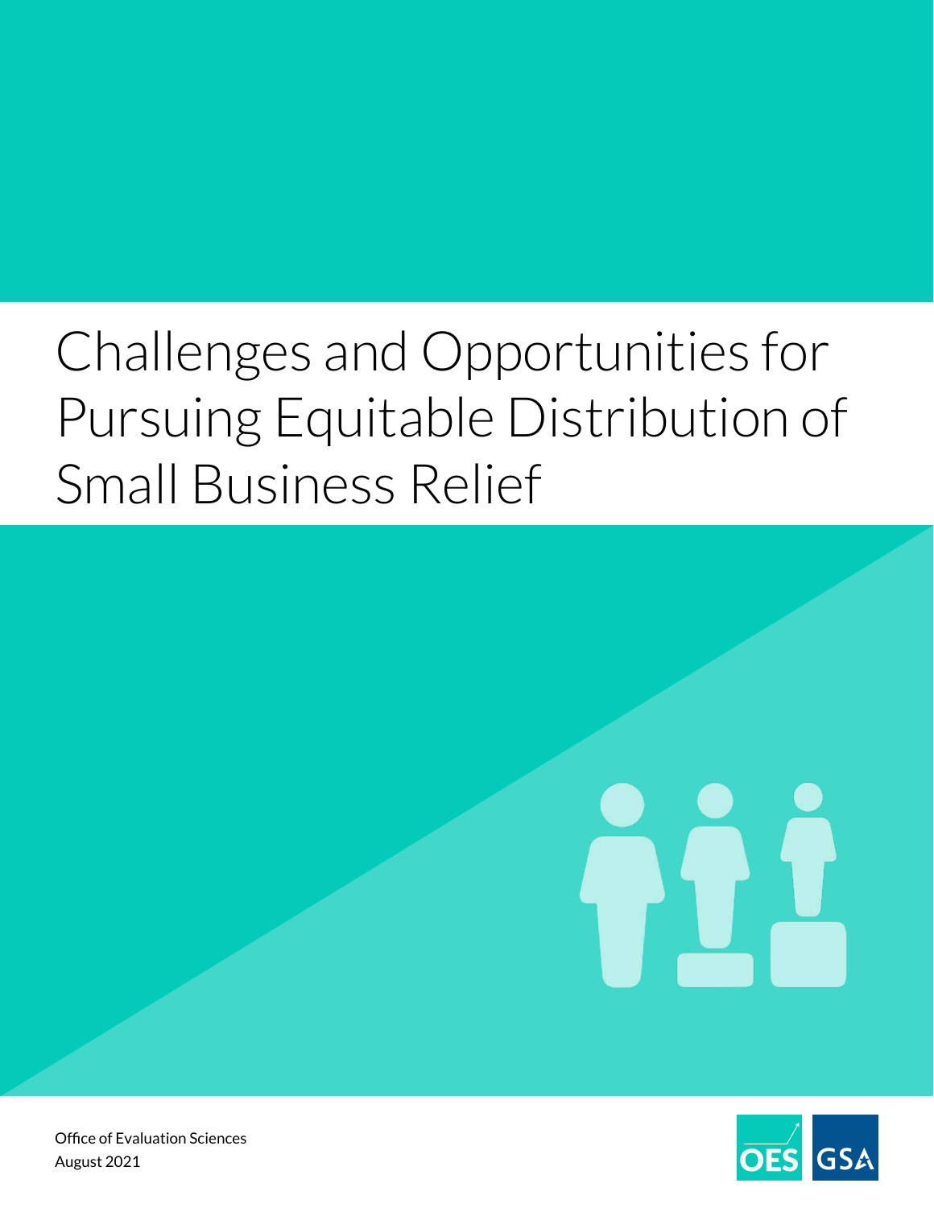# Challenges and Opportunities for Pursuing Equitable Distribution of Small Business Relief

Office of Evaluation Sciences
August 2021

OES GSA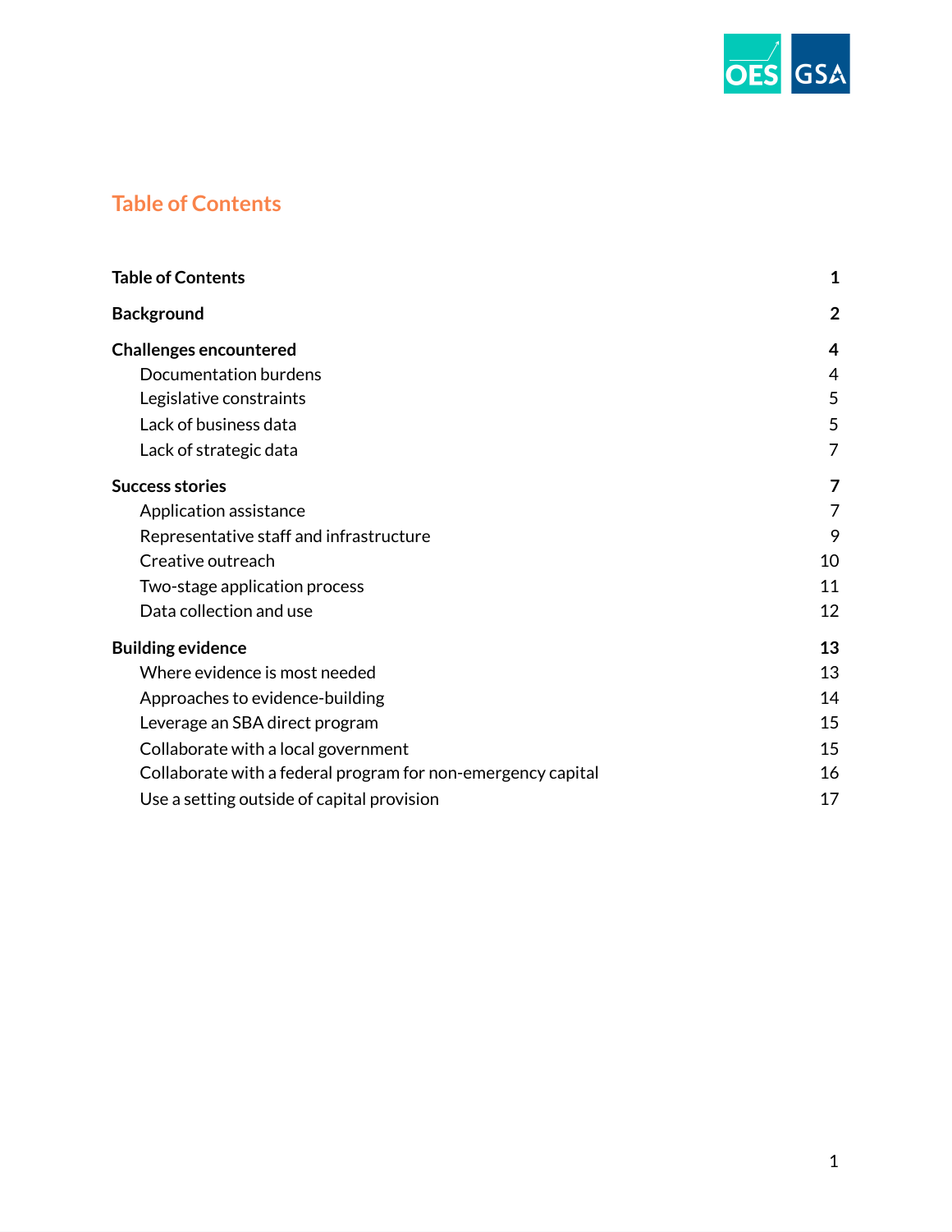# Table of Contents

| | |
|---|---|
| **Table of Contents** | **1** |
| **Background** | **2** |
| **Challenges encountered** | **4** |
| Documentation burdens | 4 |
| Legislative constraints | 5 |
| Lack of business data | 5 |
| Lack of strategic data | 7 |
| **Success stories** | **7** |
| Application assistance | 7 |
| Representative staff and infrastructure | 9 |
| Creative outreach | 10 |
| Two-stage application process | 11 |
| Data collection and use | 12 |
| **Building evidence** | **13** |
| Where evidence is most needed | 13 |
| Approaches to evidence-building | 14 |
| Leverage an SBA direct program | 15 |
| Collaborate with a local government | 15 |
| Collaborate with a federal program for non-emergency capital | 16 |
| Use a setting outside of capital provision | 17 |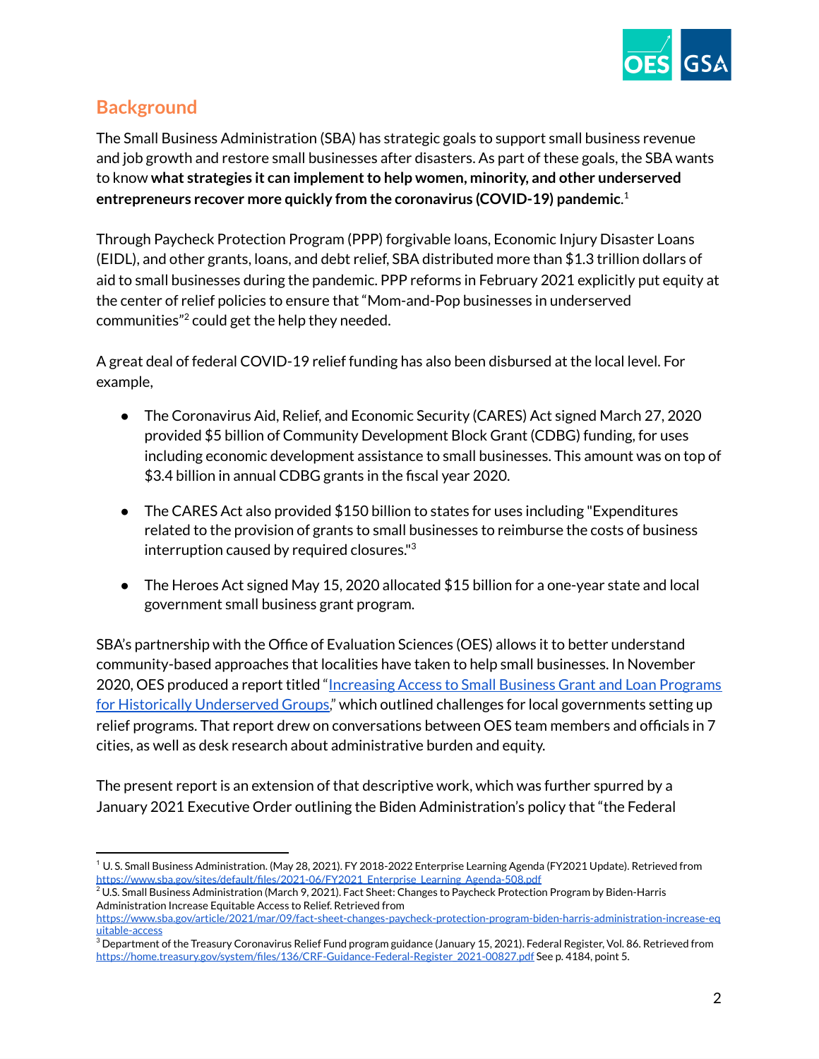## Background

The Small Business Administration (SBA) has strategic goals to support small business revenue and job growth and restore small businesses after disasters. As part of these goals, the SBA wants to know **what strategies it can implement to help women, minority, and other underserved entrepreneurs recover more quickly from the coronavirus (COVID-19) pandemic**.[1]

Through Paycheck Protection Program (PPP) forgivable loans, Economic Injury Disaster Loans (EIDL), and other grants, loans, and debt relief, SBA distributed more than $1.3 trillion dollars of aid to small businesses during the pandemic. PPP reforms in February 2021 explicitly put equity at the center of relief policies to ensure that "Mom-and-Pop businesses in underserved communities"[2] could get the help they needed.

A great deal of federal COVID-19 relief funding has also been disbursed at the local level. For example,

- The Coronavirus Aid, Relief, and Economic Security (CARES) Act signed March 27, 2020 provided $5 billion of Community Development Block Grant (CDBG) funding, for uses including economic development assistance to small businesses. This amount was on top of $3.4 billion in annual CDBG grants in the fiscal year 2020.
- The CARES Act also provided $150 billion to states for uses including "Expenditures related to the provision of grants to small businesses to reimburse the costs of business interruption caused by required closures."[3]
- The Heroes Act signed May 15, 2020 allocated $15 billion for a one-year state and local government small business grant program.

SBA's partnership with the Office of Evaluation Sciences (OES) allows it to better understand community-based approaches that localities have taken to help small businesses. In November 2020, OES produced a report titled "[Increasing Access to Small Business Grant and Loan Programs for Historically Underserved Groups](#)," which outlined challenges for local governments setting up relief programs. That report drew on conversations between OES team members and officials in 7 cities, as well as desk research about administrative burden and equity.

The present report is an extension of that descriptive work, which was further spurred by a January 2021 Executive Order outlining the Biden Administration's policy that "the Federal

---

[1] U. S. Small Business Administration. (May 28, 2021). FY 2018-2022 Enterprise Learning Agenda (FY2021 Update). Retrieved from https://www.sba.gov/sites/default/files/2021-06/FY2021_Enterprise_Learning_Agenda-508.pdf

[2] U.S. Small Business Administration (March 9, 2021). Fact Sheet: Changes to Paycheck Protection Program by Biden-Harris Administration Increase Equitable Access to Relief. Retrieved from https://www.sba.gov/article/2021/mar/09/fact-sheet-changes-paycheck-protection-program-biden-harris-administration-increase-equitable-access

[3] Department of the Treasury Coronavirus Relief Fund program guidance (January 15, 2021). Federal Register, Vol. 86. Retrieved from https://home.treasury.gov/system/files/136/CRF-Guidance-Federal-Register_2021-00827.pdf See p. 4184, point 5.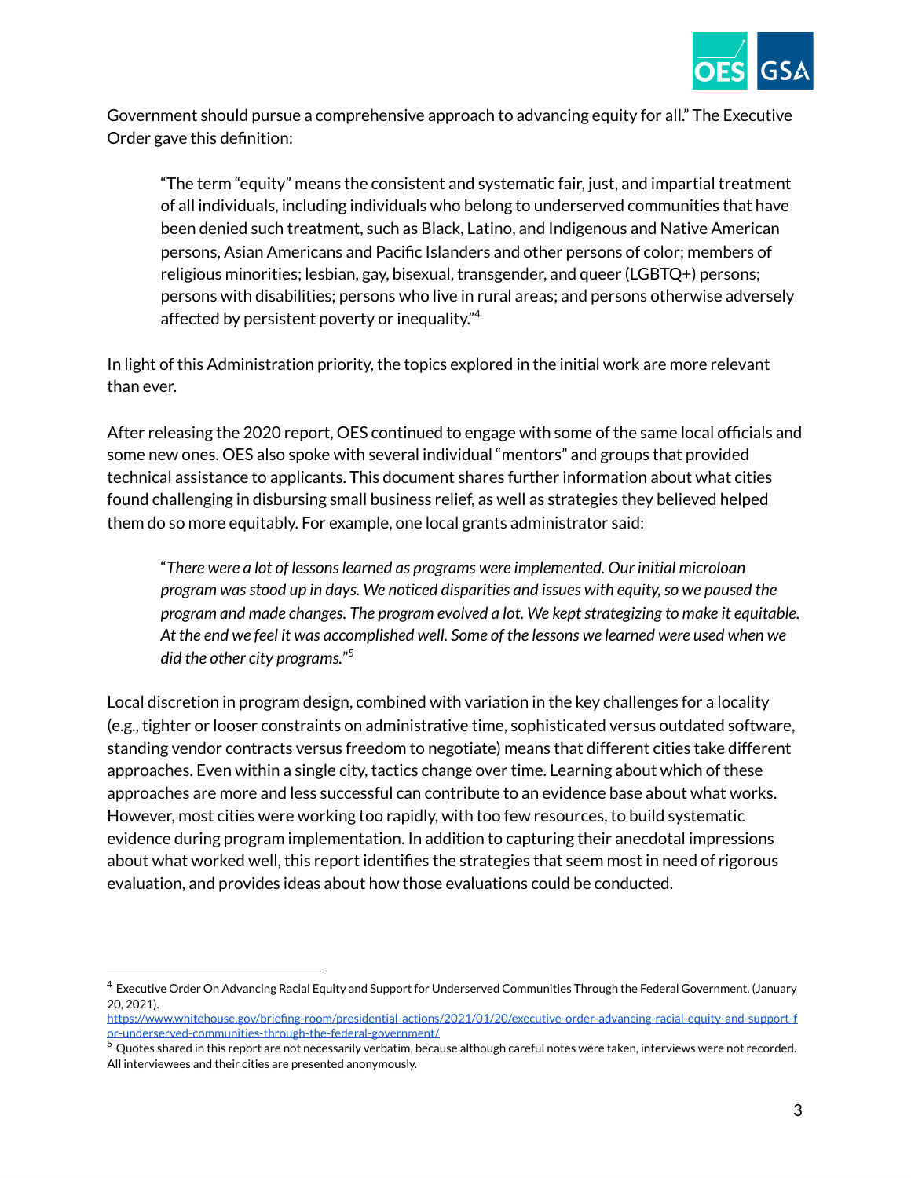Government should pursue a comprehensive approach to advancing equity for all." The Executive Order gave this definition:

> "The term "equity" means the consistent and systematic fair, just, and impartial treatment of all individuals, including individuals who belong to underserved communities that have been denied such treatment, such as Black, Latino, and Indigenous and Native American persons, Asian Americans and Pacific Islanders and other persons of color; members of religious minorities; lesbian, gay, bisexual, transgender, and queer (LGBTQ+) persons; persons with disabilities; persons who live in rural areas; and persons otherwise adversely affected by persistent poverty or inequality."[4]

In light of this Administration priority, the topics explored in the initial work are more relevant than ever.

After releasing the 2020 report, OES continued to engage with some of the same local officials and some new ones. OES also spoke with several individual "mentors" and groups that provided technical assistance to applicants. This document shares further information about what cities found challenging in disbursing small business relief, as well as strategies they believed helped them do so more equitably. For example, one local grants administrator said:

> "*There were a lot of lessons learned as programs were implemented. Our initial microloan program was stood up in days. We noticed disparities and issues with equity, so we paused the program and made changes. The program evolved a lot. We kept strategizing to make it equitable. At the end we feel it was accomplished well. Some of the lessons we learned were used when we did the other city programs.*"[5]

Local discretion in program design, combined with variation in the key challenges for a locality (e.g., tighter or looser constraints on administrative time, sophisticated versus outdated software, standing vendor contracts versus freedom to negotiate) means that different cities take different approaches. Even within a single city, tactics change over time. Learning about which of these approaches are more and less successful can contribute to an evidence base about what works. However, most cities were working too rapidly, with too few resources, to build systematic evidence during program implementation. In addition to capturing their anecdotal impressions about what worked well, this report identifies the strategies that seem most in need of rigorous evaluation, and provides ideas about how those evaluations could be conducted.

---

[4] Executive Order On Advancing Racial Equity and Support for Underserved Communities Through the Federal Government. (January 20, 2021). https://www.whitehouse.gov/briefing-room/presidential-actions/2021/01/20/executive-order-advancing-racial-equity-and-support-for-underserved-communities-through-the-federal-government/

[5] Quotes shared in this report are not necessarily verbatim, because although careful notes were taken, interviews were not recorded. All interviewees and their cities are presented anonymously.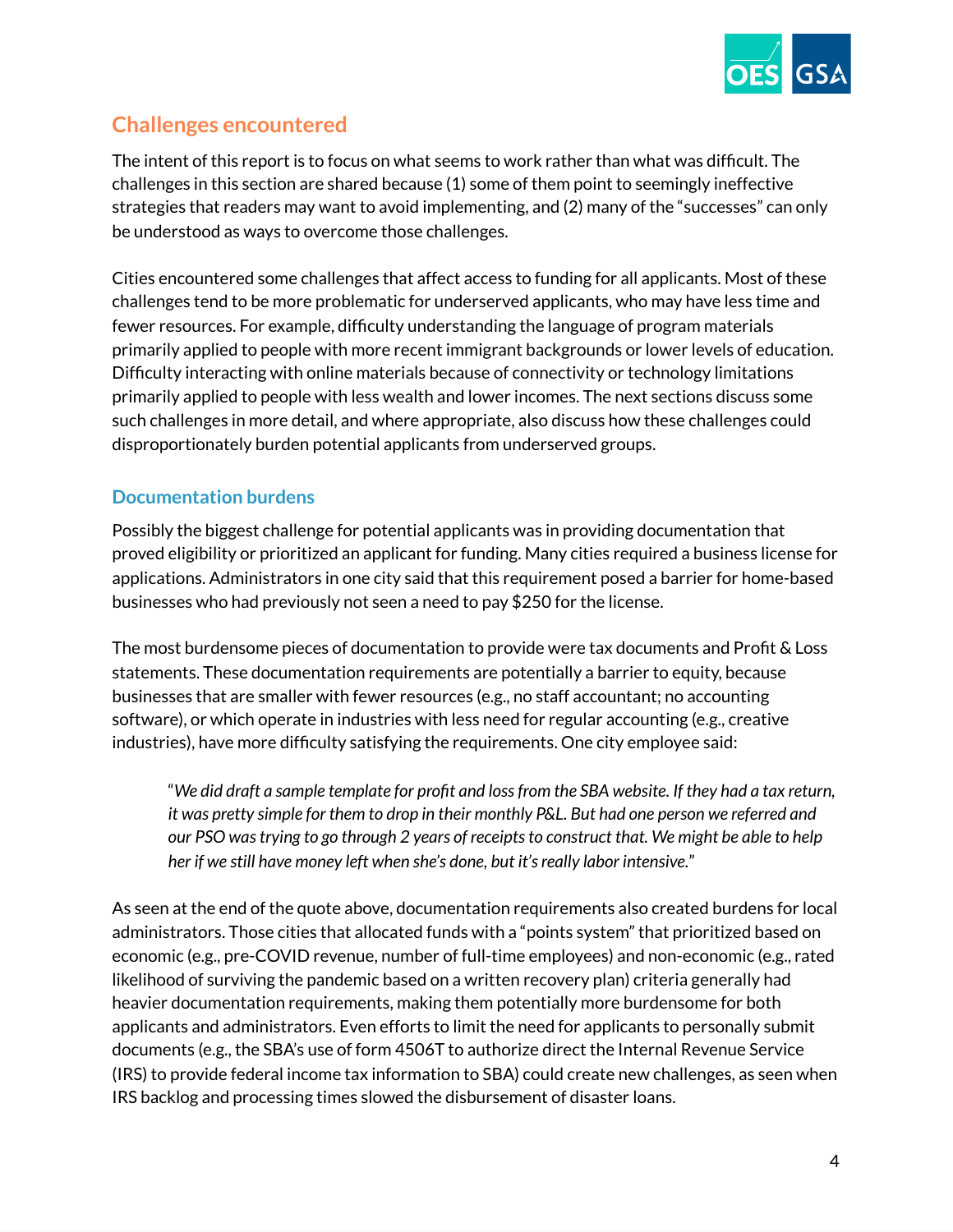## Challenges encountered

The intent of this report is to focus on what seems to work rather than what was difficult. The challenges in this section are shared because (1) some of them point to seemingly ineffective strategies that readers may want to avoid implementing, and (2) many of the "successes" can only be understood as ways to overcome those challenges.

Cities encountered some challenges that affect access to funding for all applicants. Most of these challenges tend to be more problematic for underserved applicants, who may have less time and fewer resources. For example, difficulty understanding the language of program materials primarily applied to people with more recent immigrant backgrounds or lower levels of education. Difficulty interacting with online materials because of connectivity or technology limitations primarily applied to people with less wealth and lower incomes. The next sections discuss some such challenges in more detail, and where appropriate, also discuss how these challenges could disproportionately burden potential applicants from underserved groups.

### Documentation burdens

Possibly the biggest challenge for potential applicants was in providing documentation that proved eligibility or prioritized an applicant for funding. Many cities required a business license for applications. Administrators in one city said that this requirement posed a barrier for home-based businesses who had previously not seen a need to pay $250 for the license.

The most burdensome pieces of documentation to provide were tax documents and Profit & Loss statements. These documentation requirements are potentially a barrier to equity, because businesses that are smaller with fewer resources (e.g., no staff accountant; no accounting software), or which operate in industries with less need for regular accounting (e.g., creative industries), have more difficulty satisfying the requirements. One city employee said:

> "*We did draft a sample template for profit and loss from the SBA website. If they had a tax return, it was pretty simple for them to drop in their monthly P&L. But had one person we referred and our PSO was trying to go through 2 years of receipts to construct that. We might be able to help her if we still have money left when she's done, but it's really labor intensive.*"

As seen at the end of the quote above, documentation requirements also created burdens for local administrators. Those cities that allocated funds with a "points system" that prioritized based on economic (e.g., pre-COVID revenue, number of full-time employees) and non-economic (e.g., rated likelihood of surviving the pandemic based on a written recovery plan) criteria generally had heavier documentation requirements, making them potentially more burdensome for both applicants and administrators. Even efforts to limit the need for applicants to personally submit documents (e.g., the SBA's use of form 4506T to authorize direct the Internal Revenue Service (IRS) to provide federal income tax information to SBA) could create new challenges, as seen when IRS backlog and processing times slowed the disbursement of disaster loans.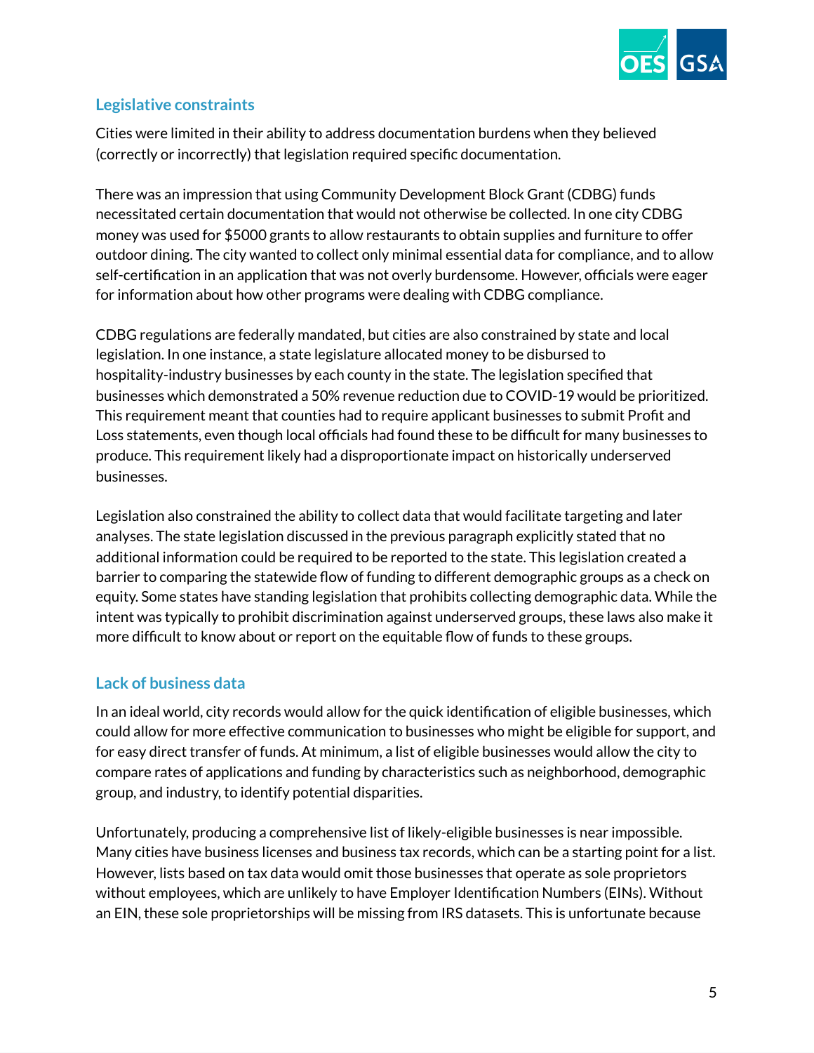### Legislative constraints

Cities were limited in their ability to address documentation burdens when they believed (correctly or incorrectly) that legislation required specific documentation.

There was an impression that using Community Development Block Grant (CDBG) funds necessitated certain documentation that would not otherwise be collected. In one city CDBG money was used for $5000 grants to allow restaurants to obtain supplies and furniture to offer outdoor dining. The city wanted to collect only minimal essential data for compliance, and to allow self-certification in an application that was not overly burdensome. However, officials were eager for information about how other programs were dealing with CDBG compliance.

CDBG regulations are federally mandated, but cities are also constrained by state and local legislation. In one instance, a state legislature allocated money to be disbursed to hospitality-industry businesses by each county in the state. The legislation specified that businesses which demonstrated a 50% revenue reduction due to COVID-19 would be prioritized. This requirement meant that counties had to require applicant businesses to submit Profit and Loss statements, even though local officials had found these to be difficult for many businesses to produce. This requirement likely had a disproportionate impact on historically underserved businesses.

Legislation also constrained the ability to collect data that would facilitate targeting and later analyses. The state legislation discussed in the previous paragraph explicitly stated that no additional information could be required to be reported to the state. This legislation created a barrier to comparing the statewide flow of funding to different demographic groups as a check on equity. Some states have standing legislation that prohibits collecting demographic data. While the intent was typically to prohibit discrimination against underserved groups, these laws also make it more difficult to know about or report on the equitable flow of funds to these groups.

### Lack of business data

In an ideal world, city records would allow for the quick identification of eligible businesses, which could allow for more effective communication to businesses who might be eligible for support, and for easy direct transfer of funds. At minimum, a list of eligible businesses would allow the city to compare rates of applications and funding by characteristics such as neighborhood, demographic group, and industry, to identify potential disparities.

Unfortunately, producing a comprehensive list of likely-eligible businesses is near impossible. Many cities have business licenses and business tax records, which can be a starting point for a list. However, lists based on tax data would omit those businesses that operate as sole proprietors without employees, which are unlikely to have Employer Identification Numbers (EINs). Without an EIN, these sole proprietorships will be missing from IRS datasets. This is unfortunate because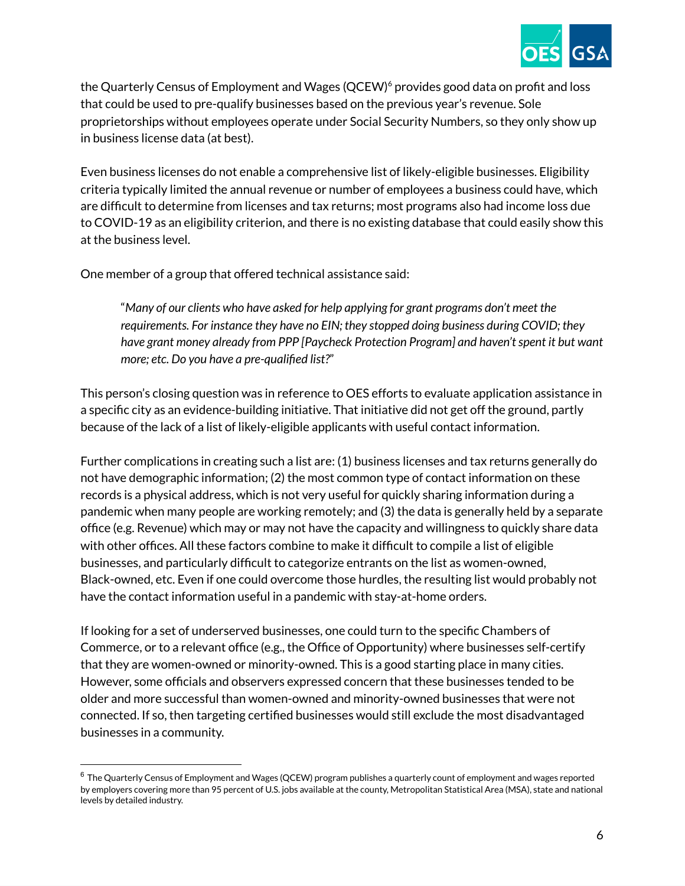the Quarterly Census of Employment and Wages (QCEW)[6] provides good data on profit and loss that could be used to pre-qualify businesses based on the previous year's revenue. Sole proprietorships without employees operate under Social Security Numbers, so they only show up in business license data (at best).

Even business licenses do not enable a comprehensive list of likely-eligible businesses. Eligibility criteria typically limited the annual revenue or number of employees a business could have, which are difficult to determine from licenses and tax returns; most programs also had income loss due to COVID-19 as an eligibility criterion, and there is no existing database that could easily show this at the business level.

One member of a group that offered technical assistance said:

> "*Many of our clients who have asked for help applying for grant programs don't meet the requirements. For instance they have no EIN; they stopped doing business during COVID; they have grant money already from PPP [Paycheck Protection Program] and haven't spent it but want more; etc. Do you have a pre-qualified list?*"

This person's closing question was in reference to OES efforts to evaluate application assistance in a specific city as an evidence-building initiative. That initiative did not get off the ground, partly because of the lack of a list of likely-eligible applicants with useful contact information.

Further complications in creating such a list are: (1) business licenses and tax returns generally do not have demographic information; (2) the most common type of contact information on these records is a physical address, which is not very useful for quickly sharing information during a pandemic when many people are working remotely; and (3) the data is generally held by a separate office (e.g. Revenue) which may or may not have the capacity and willingness to quickly share data with other offices. All these factors combine to make it difficult to compile a list of eligible businesses, and particularly difficult to categorize entrants on the list as women-owned, Black-owned, etc. Even if one could overcome those hurdles, the resulting list would probably not have the contact information useful in a pandemic with stay-at-home orders.

If looking for a set of underserved businesses, one could turn to the specific Chambers of Commerce, or to a relevant office (e.g., the Office of Opportunity) where businesses self-certify that they are women-owned or minority-owned. This is a good starting place in many cities. However, some officials and observers expressed concern that these businesses tended to be older and more successful than women-owned and minority-owned businesses that were not connected. If so, then targeting certified businesses would still exclude the most disadvantaged businesses in a community.

---

[6] The Quarterly Census of Employment and Wages (QCEW) program publishes a quarterly count of employment and wages reported by employers covering more than 95 percent of U.S. jobs available at the county, Metropolitan Statistical Area (MSA), state and national levels by detailed industry.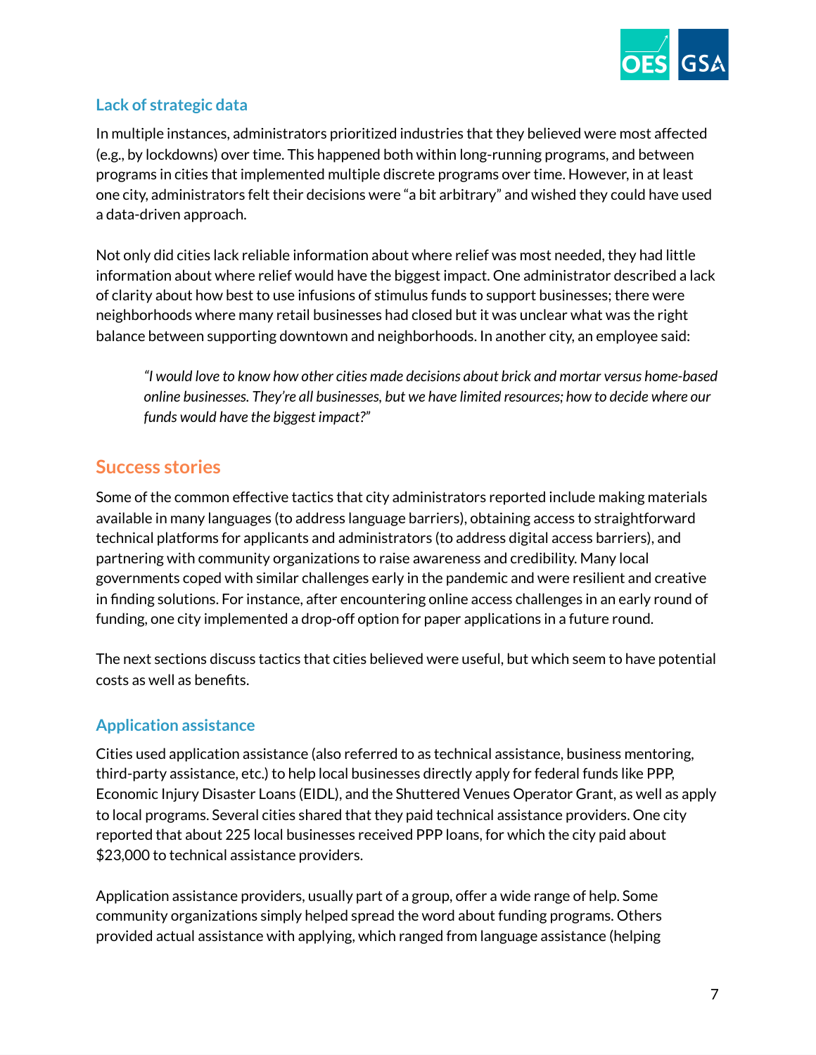### Lack of strategic data

In multiple instances, administrators prioritized industries that they believed were most affected (e.g., by lockdowns) over time. This happened both within long-running programs, and between programs in cities that implemented multiple discrete programs over time. However, in at least one city, administrators felt their decisions were "a bit arbitrary" and wished they could have used a data-driven approach.

Not only did cities lack reliable information about where relief was most needed, they had little information about where relief would have the biggest impact. One administrator described a lack of clarity about how best to use infusions of stimulus funds to support businesses; there were neighborhoods where many retail businesses had closed but it was unclear what was the right balance between supporting downtown and neighborhoods. In another city, an employee said:

> *"I would love to know how other cities made decisions about brick and mortar versus home-based online businesses. They're all businesses, but we have limited resources; how to decide where our funds would have the biggest impact?"*

## Success stories

Some of the common effective tactics that city administrators reported include making materials available in many languages (to address language barriers), obtaining access to straightforward technical platforms for applicants and administrators (to address digital access barriers), and partnering with community organizations to raise awareness and credibility. Many local governments coped with similar challenges early in the pandemic and were resilient and creative in finding solutions. For instance, after encountering online access challenges in an early round of funding, one city implemented a drop-off option for paper applications in a future round.

The next sections discuss tactics that cities believed were useful, but which seem to have potential costs as well as benefits.

### Application assistance

Cities used application assistance (also referred to as technical assistance, business mentoring, third-party assistance, etc.) to help local businesses directly apply for federal funds like PPP, Economic Injury Disaster Loans (EIDL), and the Shuttered Venues Operator Grant, as well as apply to local programs. Several cities shared that they paid technical assistance providers. One city reported that about 225 local businesses received PPP loans, for which the city paid about $23,000 to technical assistance providers.

Application assistance providers, usually part of a group, offer a wide range of help. Some community organizations simply helped spread the word about funding programs. Others provided actual assistance with applying, which ranged from language assistance (helping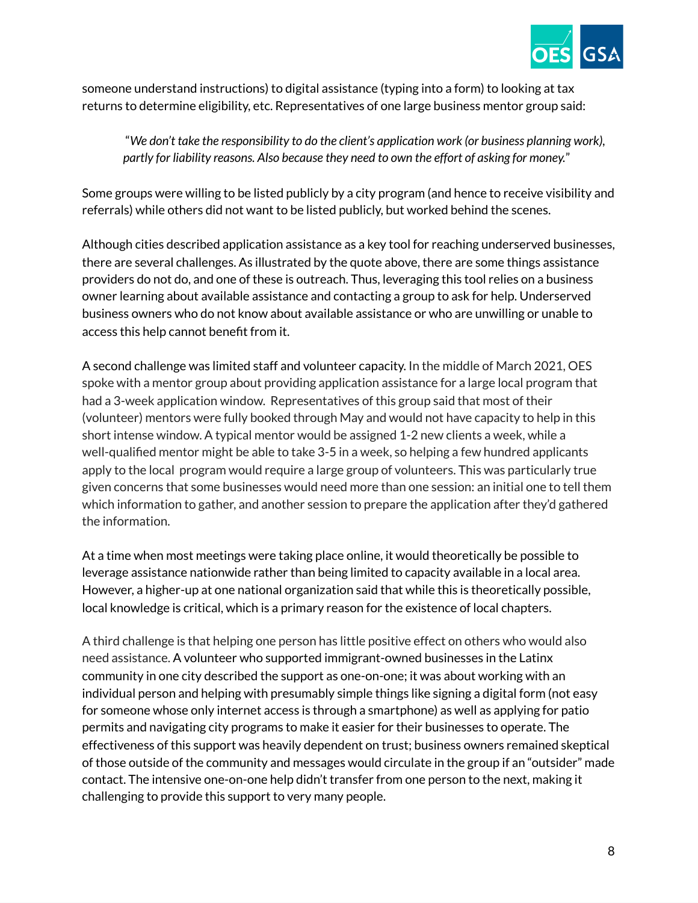someone understand instructions) to digital assistance (typing into a form) to looking at tax returns to determine eligibility, etc. Representatives of one large business mentor group said:

> *"We don't take the responsibility to do the client's application work (or business planning work), partly for liability reasons. Also because they need to own the effort of asking for money."*

Some groups were willing to be listed publicly by a city program (and hence to receive visibility and referrals) while others did not want to be listed publicly, but worked behind the scenes.

Although cities described application assistance as a key tool for reaching underserved businesses, there are several challenges. As illustrated by the quote above, there are some things assistance providers do not do, and one of these is outreach. Thus, leveraging this tool relies on a business owner learning about available assistance and contacting a group to ask for help. Underserved business owners who do not know about available assistance or who are unwilling or unable to access this help cannot benefit from it.

A second challenge was limited staff and volunteer capacity. In the middle of March 2021, OES spoke with a mentor group about providing application assistance for a large local program that had a 3-week application window. Representatives of this group said that most of their (volunteer) mentors were fully booked through May and would not have capacity to help in this short intense window. A typical mentor would be assigned 1-2 new clients a week, while a well-qualified mentor might be able to take 3-5 in a week, so helping a few hundred applicants apply to the local program would require a large group of volunteers. This was particularly true given concerns that some businesses would need more than one session: an initial one to tell them which information to gather, and another session to prepare the application after they'd gathered the information.

At a time when most meetings were taking place online, it would theoretically be possible to leverage assistance nationwide rather than being limited to capacity available in a local area. However, a higher-up at one national organization said that while this is theoretically possible, local knowledge is critical, which is a primary reason for the existence of local chapters.

A third challenge is that helping one person has little positive effect on others who would also need assistance. A volunteer who supported immigrant-owned businesses in the Latinx community in one city described the support as one-on-one; it was about working with an individual person and helping with presumably simple things like signing a digital form (not easy for someone whose only internet access is through a smartphone) as well as applying for patio permits and navigating city programs to make it easier for their businesses to operate. The effectiveness of this support was heavily dependent on trust; business owners remained skeptical of those outside of the community and messages would circulate in the group if an "outsider" made contact. The intensive one-on-one help didn't transfer from one person to the next, making it challenging to provide this support to very many people.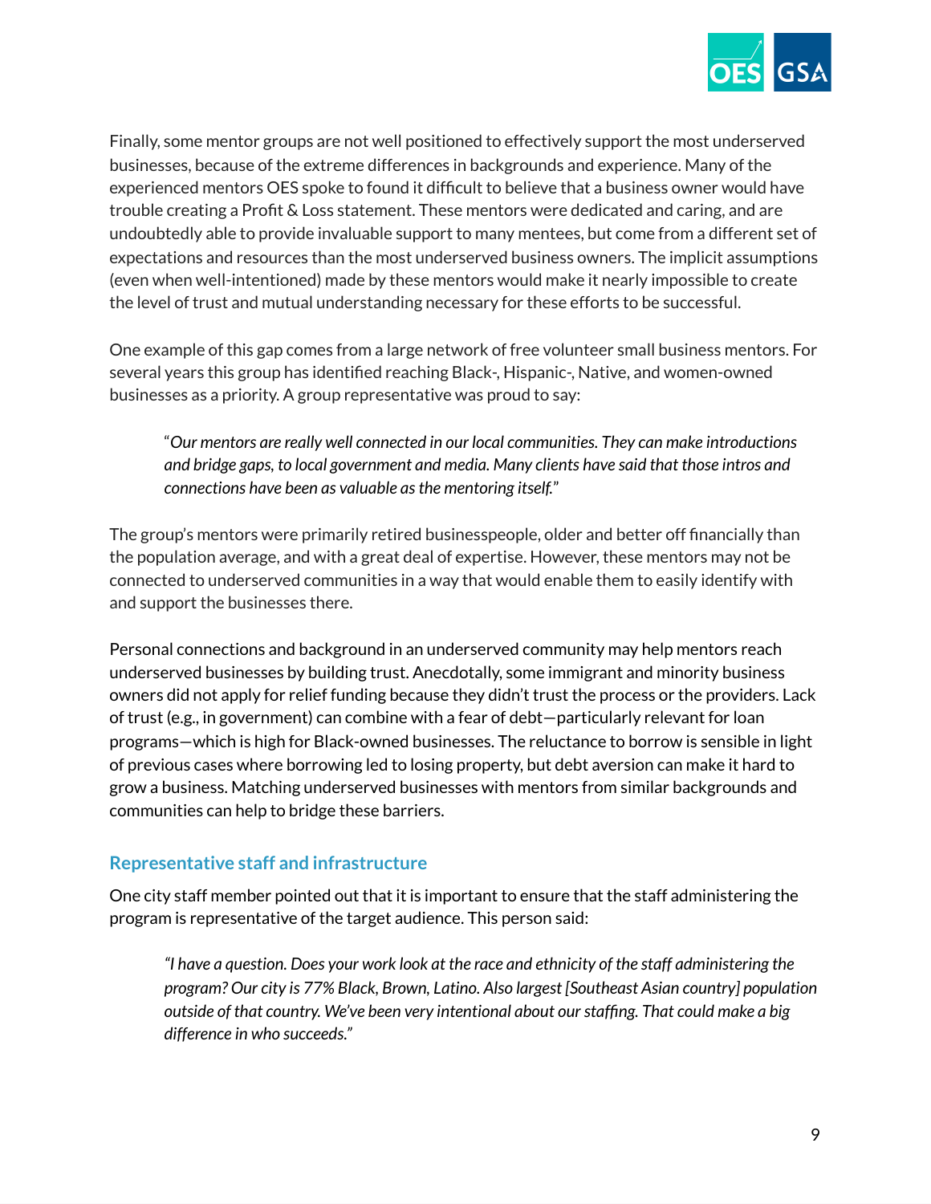Finally, some mentor groups are not well positioned to effectively support the most underserved businesses, because of the extreme differences in backgrounds and experience. Many of the experienced mentors OES spoke to found it difficult to believe that a business owner would have trouble creating a Profit & Loss statement. These mentors were dedicated and caring, and are undoubtedly able to provide invaluable support to many mentees, but come from a different set of expectations and resources than the most underserved business owners. The implicit assumptions (even when well-intentioned) made by these mentors would make it nearly impossible to create the level of trust and mutual understanding necessary for these efforts to be successful.

One example of this gap comes from a large network of free volunteer small business mentors. For several years this group has identified reaching Black-, Hispanic-, Native, and women-owned businesses as a priority. A group representative was proud to say:

> "*Our mentors are really well connected in our local communities. They can make introductions and bridge gaps, to local government and media. Many clients have said that those intros and connections have been as valuable as the mentoring itself.*"

The group's mentors were primarily retired businesspeople, older and better off financially than the population average, and with a great deal of expertise. However, these mentors may not be connected to underserved communities in a way that would enable them to easily identify with and support the businesses there.

Personal connections and background in an underserved community may help mentors reach underserved businesses by building trust. Anecdotally, some immigrant and minority business owners did not apply for relief funding because they didn't trust the process or the providers. Lack of trust (e.g., in government) can combine with a fear of debt—particularly relevant for loan programs—which is high for Black-owned businesses. The reluctance to borrow is sensible in light of previous cases where borrowing led to losing property, but debt aversion can make it hard to grow a business. Matching underserved businesses with mentors from similar backgrounds and communities can help to bridge these barriers.

### Representative staff and infrastructure

One city staff member pointed out that it is important to ensure that the staff administering the program is representative of the target audience. This person said:

> *"I have a question. Does your work look at the race and ethnicity of the staff administering the program? Our city is 77% Black, Brown, Latino. Also largest [Southeast Asian country] population outside of that country. We've been very intentional about our staffing. That could make a big difference in who succeeds."*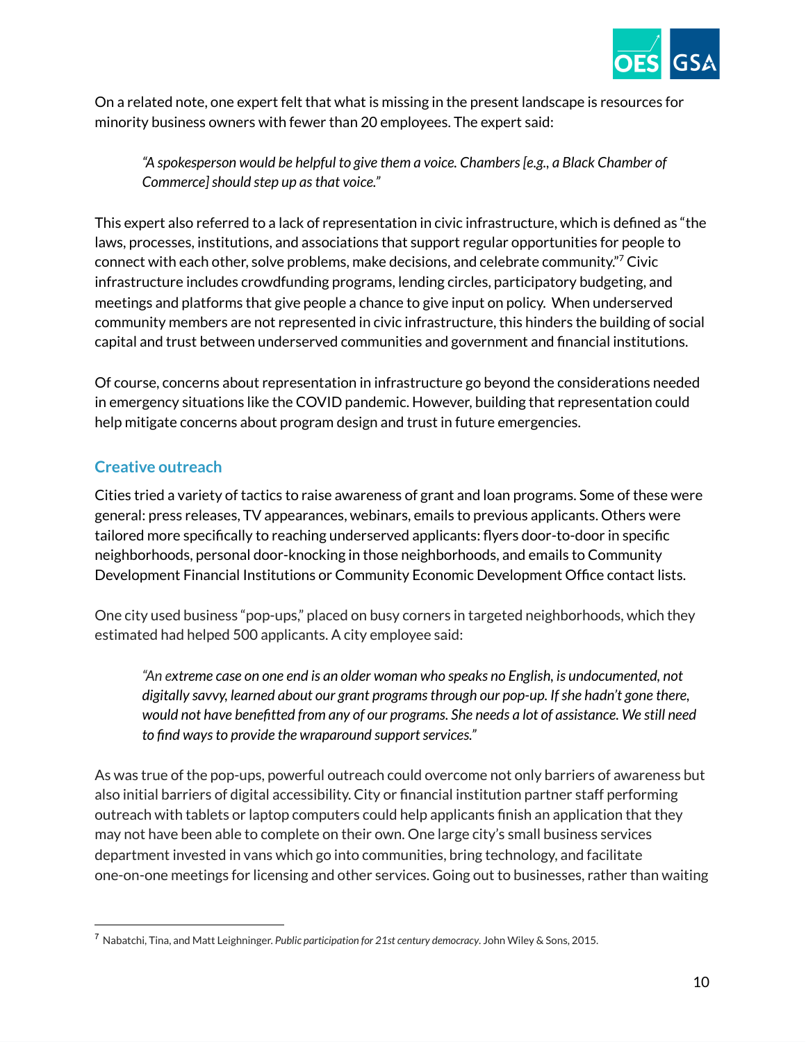On a related note, one expert felt that what is missing in the present landscape is resources for minority business owners with fewer than 20 employees. The expert said:

> *"A spokesperson would be helpful to give them a voice. Chambers [e.g., a Black Chamber of Commerce] should step up as that voice."*

This expert also referred to a lack of representation in civic infrastructure, which is defined as "the laws, processes, institutions, and associations that support regular opportunities for people to connect with each other, solve problems, make decisions, and celebrate community."[7] Civic infrastructure includes crowdfunding programs, lending circles, participatory budgeting, and meetings and platforms that give people a chance to give input on policy. When underserved community members are not represented in civic infrastructure, this hinders the building of social capital and trust between underserved communities and government and financial institutions.

Of course, concerns about representation in infrastructure go beyond the considerations needed in emergency situations like the COVID pandemic. However, building that representation could help mitigate concerns about program design and trust in future emergencies.

### Creative outreach

Cities tried a variety of tactics to raise awareness of grant and loan programs. Some of these were general: press releases, TV appearances, webinars, emails to previous applicants. Others were tailored more specifically to reaching underserved applicants: flyers door-to-door in specific neighborhoods, personal door-knocking in those neighborhoods, and emails to Community Development Financial Institutions or Community Economic Development Office contact lists.

One city used business "pop-ups," placed on busy corners in targeted neighborhoods, which they estimated had helped 500 applicants. A city employee said:

> *"An extreme case on one end is an older woman who speaks no English, is undocumented, not digitally savvy, learned about our grant programs through our pop-up. If she hadn't gone there, would not have benefitted from any of our programs. She needs a lot of assistance. We still need to find ways to provide the wraparound support services."*

As was true of the pop-ups, powerful outreach could overcome not only barriers of awareness but also initial barriers of digital accessibility. City or financial institution partner staff performing outreach with tablets or laptop computers could help applicants finish an application that they may not have been able to complete on their own. One large city's small business services department invested in vans which go into communities, bring technology, and facilitate one-on-one meetings for licensing and other services. Going out to businesses, rather than waiting

---

[7] Nabatchi, Tina, and Matt Leighninger. *Public participation for 21st century democracy*. John Wiley & Sons, 2015.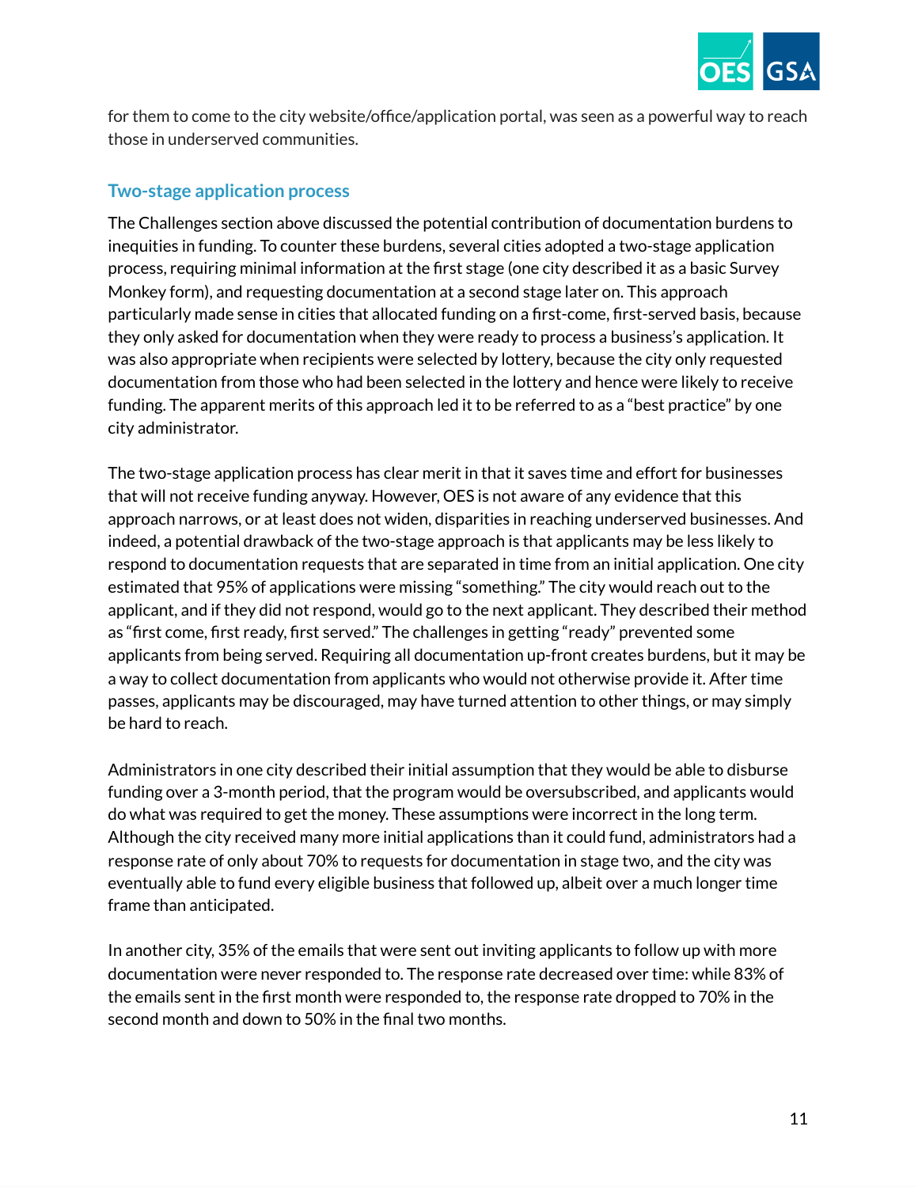for them to come to the city website/office/application portal, was seen as a powerful way to reach those in underserved communities.

### Two-stage application process

The Challenges section above discussed the potential contribution of documentation burdens to inequities in funding. To counter these burdens, several cities adopted a two-stage application process, requiring minimal information at the first stage (one city described it as a basic Survey Monkey form), and requesting documentation at a second stage later on. This approach particularly made sense in cities that allocated funding on a first-come, first-served basis, because they only asked for documentation when they were ready to process a business's application. It was also appropriate when recipients were selected by lottery, because the city only requested documentation from those who had been selected in the lottery and hence were likely to receive funding. The apparent merits of this approach led it to be referred to as a "best practice" by one city administrator.

The two-stage application process has clear merit in that it saves time and effort for businesses that will not receive funding anyway. However, OES is not aware of any evidence that this approach narrows, or at least does not widen, disparities in reaching underserved businesses. And indeed, a potential drawback of the two-stage approach is that applicants may be less likely to respond to documentation requests that are separated in time from an initial application. One city estimated that 95% of applications were missing "something." The city would reach out to the applicant, and if they did not respond, would go to the next applicant. They described their method as "first come, first ready, first served." The challenges in getting "ready" prevented some applicants from being served. Requiring all documentation up-front creates burdens, but it may be a way to collect documentation from applicants who would not otherwise provide it. After time passes, applicants may be discouraged, may have turned attention to other things, or may simply be hard to reach.

Administrators in one city described their initial assumption that they would be able to disburse funding over a 3-month period, that the program would be oversubscribed, and applicants would do what was required to get the money. These assumptions were incorrect in the long term. Although the city received many more initial applications than it could fund, administrators had a response rate of only about 70% to requests for documentation in stage two, and the city was eventually able to fund every eligible business that followed up, albeit over a much longer time frame than anticipated.

In another city, 35% of the emails that were sent out inviting applicants to follow up with more documentation were never responded to. The response rate decreased over time: while 83% of the emails sent in the first month were responded to, the response rate dropped to 70% in the second month and down to 50% in the final two months.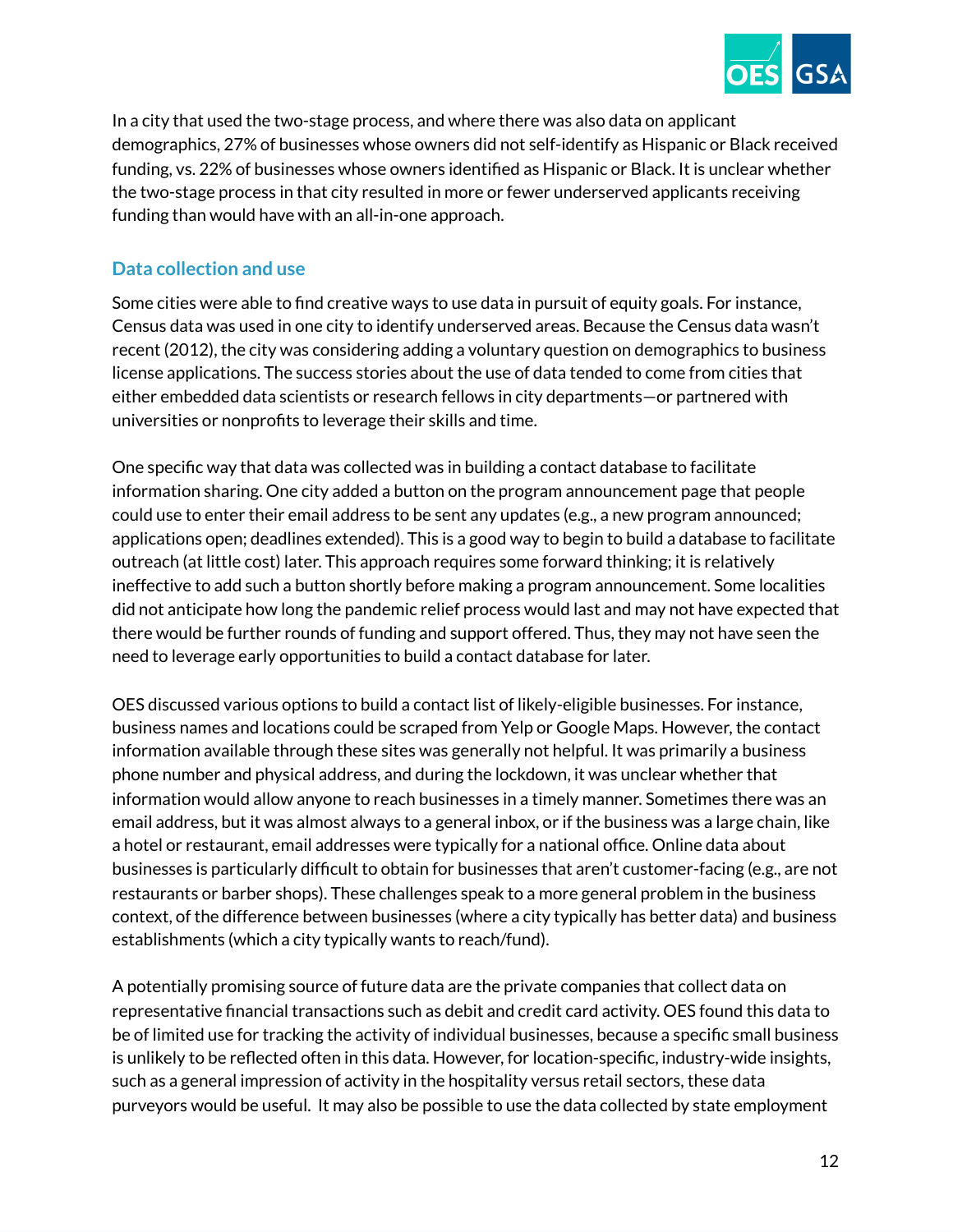In a city that used the two-stage process, and where there was also data on applicant demographics, 27% of businesses whose owners did not self-identify as Hispanic or Black received funding, vs. 22% of businesses whose owners identified as Hispanic or Black. It is unclear whether the two-stage process in that city resulted in more or fewer underserved applicants receiving funding than would have with an all-in-one approach.

### Data collection and use

Some cities were able to find creative ways to use data in pursuit of equity goals. For instance, Census data was used in one city to identify underserved areas. Because the Census data wasn't recent (2012), the city was considering adding a voluntary question on demographics to business license applications. The success stories about the use of data tended to come from cities that either embedded data scientists or research fellows in city departments—or partnered with universities or nonprofits to leverage their skills and time.

One specific way that data was collected was in building a contact database to facilitate information sharing. One city added a button on the program announcement page that people could use to enter their email address to be sent any updates (e.g., a new program announced; applications open; deadlines extended). This is a good way to begin to build a database to facilitate outreach (at little cost) later. This approach requires some forward thinking; it is relatively ineffective to add such a button shortly before making a program announcement. Some localities did not anticipate how long the pandemic relief process would last and may not have expected that there would be further rounds of funding and support offered. Thus, they may not have seen the need to leverage early opportunities to build a contact database for later.

OES discussed various options to build a contact list of likely-eligible businesses. For instance, business names and locations could be scraped from Yelp or Google Maps. However, the contact information available through these sites was generally not helpful. It was primarily a business phone number and physical address, and during the lockdown, it was unclear whether that information would allow anyone to reach businesses in a timely manner. Sometimes there was an email address, but it was almost always to a general inbox, or if the business was a large chain, like a hotel or restaurant, email addresses were typically for a national office. Online data about businesses is particularly difficult to obtain for businesses that aren't customer-facing (e.g., are not restaurants or barber shops). These challenges speak to a more general problem in the business context, of the difference between businesses (where a city typically has better data) and business establishments (which a city typically wants to reach/fund).

A potentially promising source of future data are the private companies that collect data on representative financial transactions such as debit and credit card activity. OES found this data to be of limited use for tracking the activity of individual businesses, because a specific small business is unlikely to be reflected often in this data. However, for location-specific, industry-wide insights, such as a general impression of activity in the hospitality versus retail sectors, these data purveyors would be useful. It may also be possible to use the data collected by state employment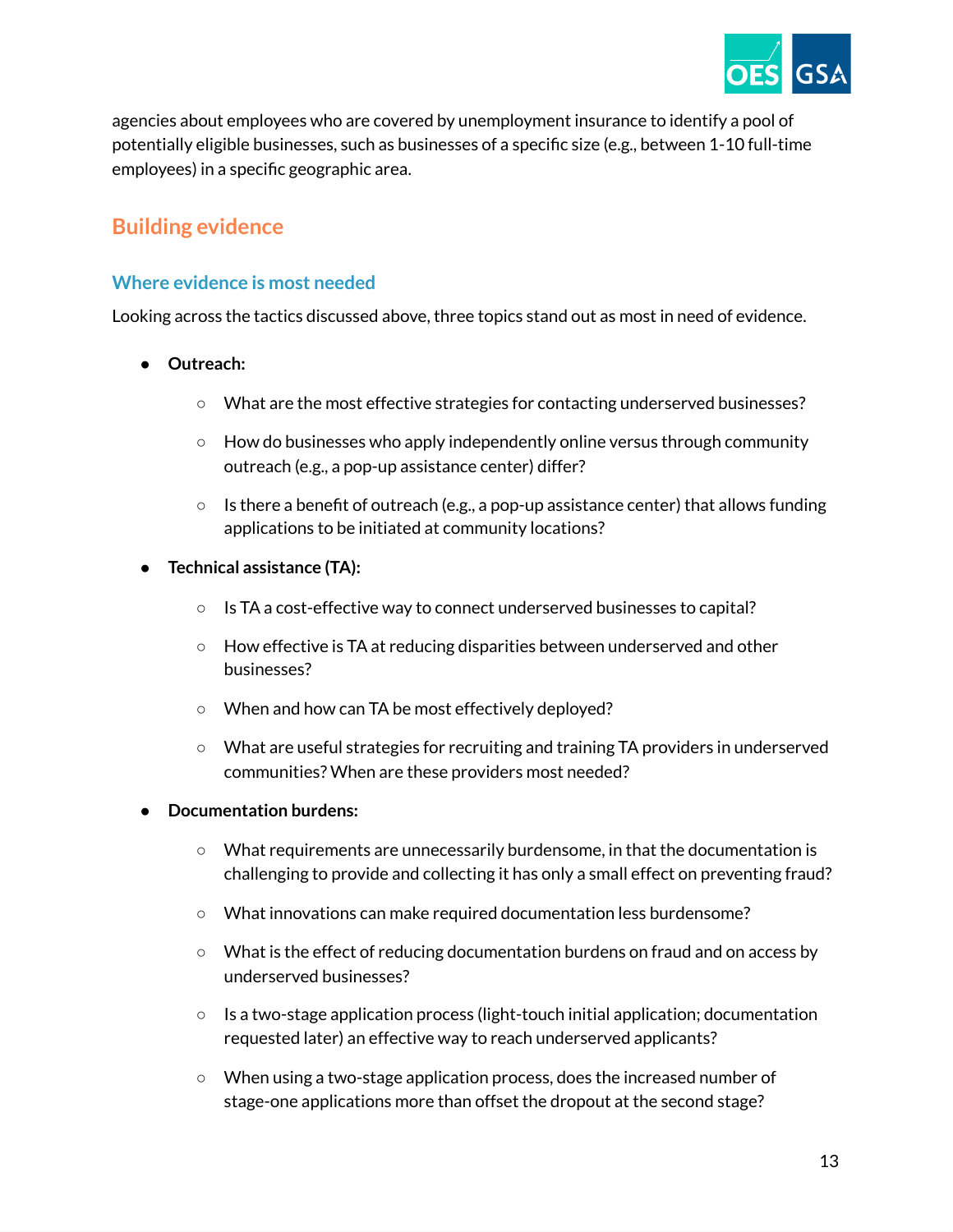agencies about employees who are covered by unemployment insurance to identify a pool of potentially eligible businesses, such as businesses of a specific size (e.g., between 1-10 full-time employees) in a specific geographic area.

## Building evidence

### Where evidence is most needed

Looking across the tactics discussed above, three topics stand out as most in need of evidence.

- **Outreach:**
  - What are the most effective strategies for contacting underserved businesses?
  - How do businesses who apply independently online versus through community outreach (e.g., a pop-up assistance center) differ?
  - Is there a benefit of outreach (e.g., a pop-up assistance center) that allows funding applications to be initiated at community locations?
- **Technical assistance (TA):**
  - Is TA a cost-effective way to connect underserved businesses to capital?
  - How effective is TA at reducing disparities between underserved and other businesses?
  - When and how can TA be most effectively deployed?
  - What are useful strategies for recruiting and training TA providers in underserved communities? When are these providers most needed?
- **Documentation burdens:**
  - What requirements are unnecessarily burdensome, in that the documentation is challenging to provide and collecting it has only a small effect on preventing fraud?
  - What innovations can make required documentation less burdensome?
  - What is the effect of reducing documentation burdens on fraud and on access by underserved businesses?
  - Is a two-stage application process (light-touch initial application; documentation requested later) an effective way to reach underserved applicants?
  - When using a two-stage application process, does the increased number of stage-one applications more than offset the dropout at the second stage?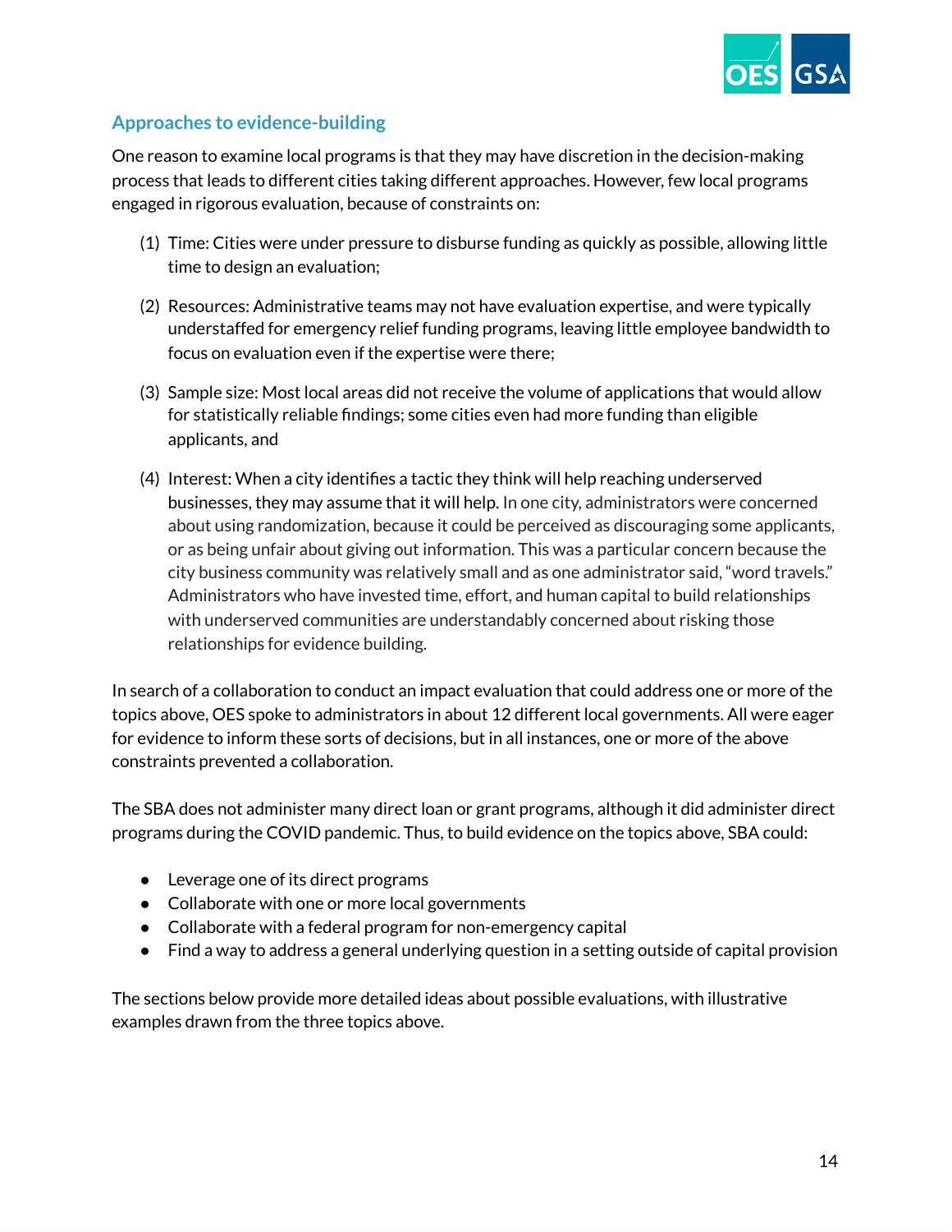## Approaches to evidence-building

One reason to examine local programs is that they may have discretion in the decision-making process that leads to different cities taking different approaches. However, few local programs engaged in rigorous evaluation, because of constraints on:

(1) Time: Cities were under pressure to disburse funding as quickly as possible, allowing little time to design an evaluation;

(2) Resources: Administrative teams may not have evaluation expertise, and were typically understaffed for emergency relief funding programs, leaving little employee bandwidth to focus on evaluation even if the expertise were there;

(3) Sample size: Most local areas did not receive the volume of applications that would allow for statistically reliable findings; some cities even had more funding than eligible applicants, and

(4) Interest: When a city identifies a tactic they think will help reaching underserved businesses, they may assume that it will help. In one city, administrators were concerned about using randomization, because it could be perceived as discouraging some applicants, or as being unfair about giving out information. This was a particular concern because the city business community was relatively small and as one administrator said, "word travels." Administrators who have invested time, effort, and human capital to build relationships with underserved communities are understandably concerned about risking those relationships for evidence building.

In search of a collaboration to conduct an impact evaluation that could address one or more of the topics above, OES spoke to administrators in about 12 different local governments. All were eager for evidence to inform these sorts of decisions, but in all instances, one or more of the above constraints prevented a collaboration.

The SBA does not administer many direct loan or grant programs, although it did administer direct programs during the COVID pandemic. Thus, to build evidence on the topics above, SBA could:

- Leverage one of its direct programs
- Collaborate with one or more local governments
- Collaborate with a federal program for non-emergency capital
- Find a way to address a general underlying question in a setting outside of capital provision

The sections below provide more detailed ideas about possible evaluations, with illustrative examples drawn from the three topics above.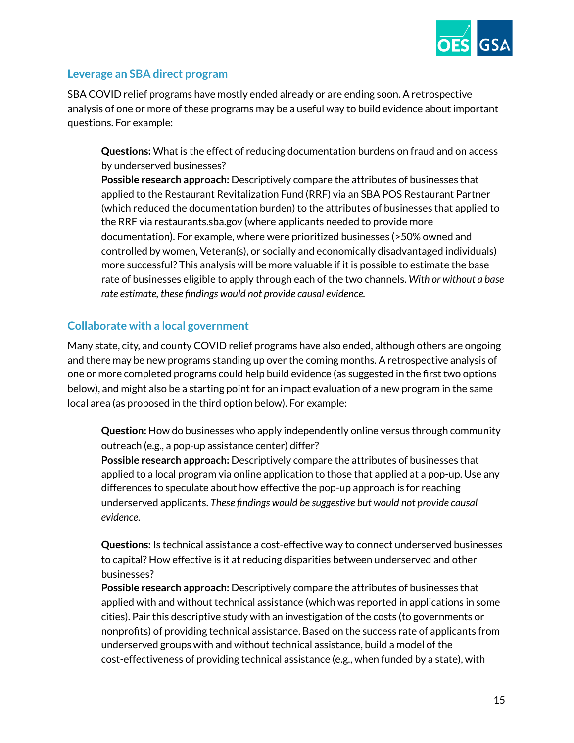## Leverage an SBA direct program

SBA COVID relief programs have mostly ended already or are ending soon. A retrospective analysis of one or more of these programs may be a useful way to build evidence about important questions. For example:

> **Questions:** What is the effect of reducing documentation burdens on fraud and on access by underserved businesses?
> **Possible research approach:** Descriptively compare the attributes of businesses that applied to the Restaurant Revitalization Fund (RRF) via an SBA POS Restaurant Partner (which reduced the documentation burden) to the attributes of businesses that applied to the RRF via restaurants.sba.gov (where applicants needed to provide more documentation). For example, where were prioritized businesses (>50% owned and controlled by women, Veteran(s), or socially and economically disadvantaged individuals) more successful? This analysis will be more valuable if it is possible to estimate the base rate of businesses eligible to apply through each of the two channels. *With or without a base rate estimate, these findings would not provide causal evidence.*

## Collaborate with a local government

Many state, city, and county COVID relief programs have also ended, although others are ongoing and there may be new programs standing up over the coming months. A retrospective analysis of one or more completed programs could help build evidence (as suggested in the first two options below), and might also be a starting point for an impact evaluation of a new program in the same local area (as proposed in the third option below). For example:

> **Question:** How do businesses who apply independently online versus through community outreach (e.g., a pop-up assistance center) differ?
> **Possible research approach:** Descriptively compare the attributes of businesses that applied to a local program via online application to those that applied at a pop-up. Use any differences to speculate about how effective the pop-up approach is for reaching underserved applicants. *These findings would be suggestive but would not provide causal evidence.*

> **Questions:** Is technical assistance a cost-effective way to connect underserved businesses to capital? How effective is it at reducing disparities between underserved and other businesses?
> **Possible research approach:** Descriptively compare the attributes of businesses that applied with and without technical assistance (which was reported in applications in some cities). Pair this descriptive study with an investigation of the costs (to governments or nonprofits) of providing technical assistance. Based on the success rate of applicants from underserved groups with and without technical assistance, build a model of the cost-effectiveness of providing technical assistance (e.g., when funded by a state), with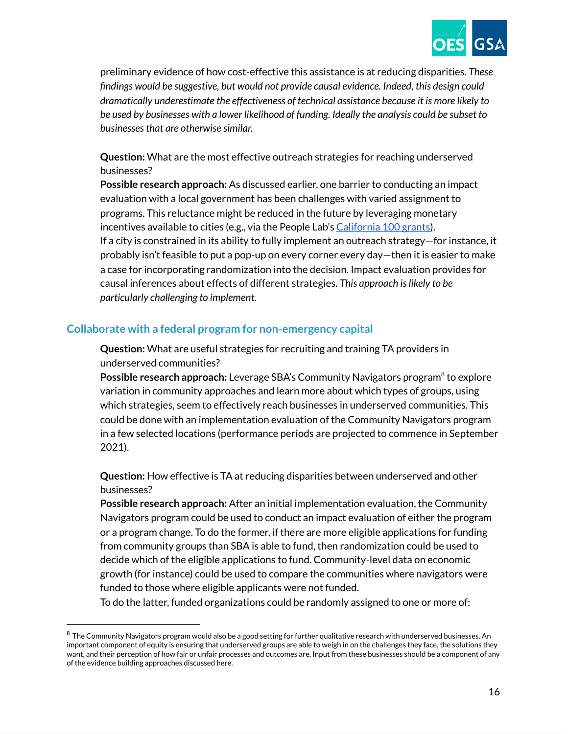preliminary evidence of how cost-effective this assistance is at reducing disparities. *These findings would be suggestive, but would not provide causal evidence. Indeed, this design could dramatically underestimate the effectiveness of technical assistance because it is more likely to be used by businesses with a lower likelihood of funding. Ideally the analysis could be subset to businesses that are otherwise similar.*

**Question:** What are the most effective outreach strategies for reaching underserved businesses?
**Possible research approach:** As discussed earlier, one barrier to conducting an impact evaluation with a local government has been challenges with varied assignment to programs. This reluctance might be reduced in the future by leveraging monetary incentives available to cities (e.g., via the People Lab's [California 100 grants](#)).
If a city is constrained in its ability to fully implement an outreach strategy—for instance, it probably isn't feasible to put a pop-up on every corner every day—then it is easier to make a case for incorporating randomization into the decision. Impact evaluation provides for causal inferences about effects of different strategies. *This approach is likely to be particularly challenging to implement.*

### Collaborate with a federal program for non-emergency capital

**Question:** What are useful strategies for recruiting and training TA providers in underserved communities?
**Possible research approach:** Leverage SBA's Community Navigators program[8] to explore variation in community approaches and learn more about which types of groups, using which strategies, seem to effectively reach businesses in underserved communities. This could be done with an implementation evaluation of the Community Navigators program in a few selected locations (performance periods are projected to commence in September 2021).

**Question:** How effective is TA at reducing disparities between underserved and other businesses?
**Possible research approach:** After an initial implementation evaluation, the Community Navigators program could be used to conduct an impact evaluation of either the program or a program change. To do the former, if there are more eligible applications for funding from community groups than SBA is able to fund, then randomization could be used to decide which of the eligible applications to fund. Community-level data on economic growth (for instance) could be used to compare the communities where navigators were funded to those where eligible applicants were not funded.
To do the latter, funded organizations could be randomly assigned to one or more of:

[8] The Community Navigators program would also be a good setting for further qualitative research with underserved businesses. An important component of equity is ensuring that underserved groups are able to weigh in on the challenges they face, the solutions they want, and their perception of how fair or unfair processes and outcomes are. Input from these businesses should be a component of any of the evidence building approaches discussed here.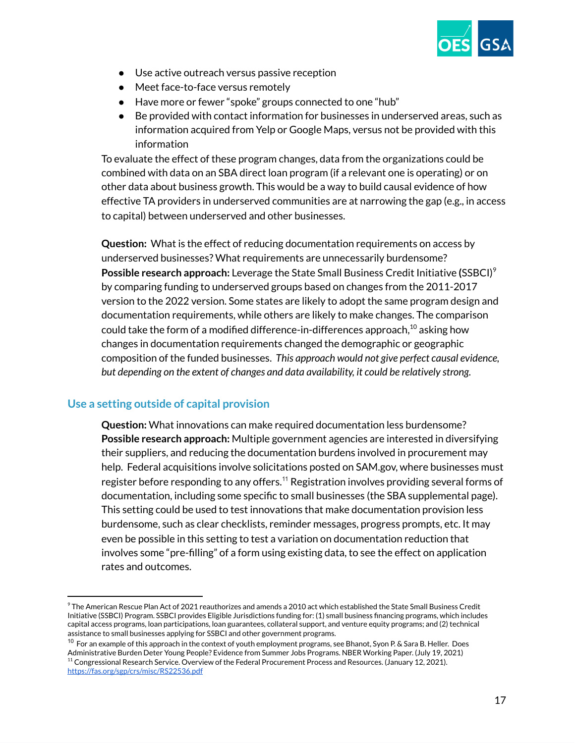- Use active outreach versus passive reception
- Meet face-to-face versus remotely
- Have more or fewer "spoke" groups connected to one "hub"
- Be provided with contact information for businesses in underserved areas, such as information acquired from Yelp or Google Maps, versus not be provided with this information

To evaluate the effect of these program changes, data from the organizations could be combined with data on an SBA direct loan program (if a relevant one is operating) or on other data about business growth. This would be a way to build causal evidence of how effective TA providers in underserved communities are at narrowing the gap (e.g., in access to capital) between underserved and other businesses.

**Question:** What is the effect of reducing documentation requirements on access by underserved businesses? What requirements are unnecessarily burdensome?
**Possible research approach:** Leverage the State Small Business Credit Initiative **(**SSBCI)[9] by comparing funding to underserved groups based on changes from the 2011-2017 version to the 2022 version. Some states are likely to adopt the same program design and documentation requirements, while others are likely to make changes. The comparison could take the form of a modified difference-in-differences approach,[10] asking how changes in documentation requirements changed the demographic or geographic composition of the funded businesses. *This approach would not give perfect causal evidence, but depending on the extent of changes and data availability, it could be relatively strong.*

### Use a setting outside of capital provision

**Question:** What innovations can make required documentation less burdensome?
**Possible research approach:** Multiple government agencies are interested in diversifying their suppliers, and reducing the documentation burdens involved in procurement may help. Federal acquisitions involve solicitations posted on SAM.gov, where businesses must register before responding to any offers.[11] Registration involves providing several forms of documentation, including some specific to small businesses (the SBA supplemental page). This setting could be used to test innovations that make documentation provision less burdensome, such as clear checklists, reminder messages, progress prompts, etc. It may even be possible in this setting to test a variation on documentation reduction that involves some "pre-filling" of a form using existing data, to see the effect on application rates and outcomes.

---

[9] The American Rescue Plan Act of 2021 reauthorizes and amends a 2010 act which established the State Small Business Credit Initiative (SSBCI) Program. SSBCI provides Eligible Jurisdictions funding for: (1) small business financing programs, which includes capital access programs, loan participations, loan guarantees, collateral support, and venture equity programs; and (2) technical assistance to small businesses applying for SSBCI and other government programs.

[10] For an example of this approach in the context of youth employment programs, see Bhanot, Syon P. & Sara B. Heller. Does Administrative Burden Deter Young People? Evidence from Summer Jobs Programs. NBER Working Paper. (July 19, 2021)

[11] Congressional Research Service. Overview of the Federal Procurement Process and Resources. (January 12, 2021). https://fas.org/sgp/crs/misc/RS22536.pdf